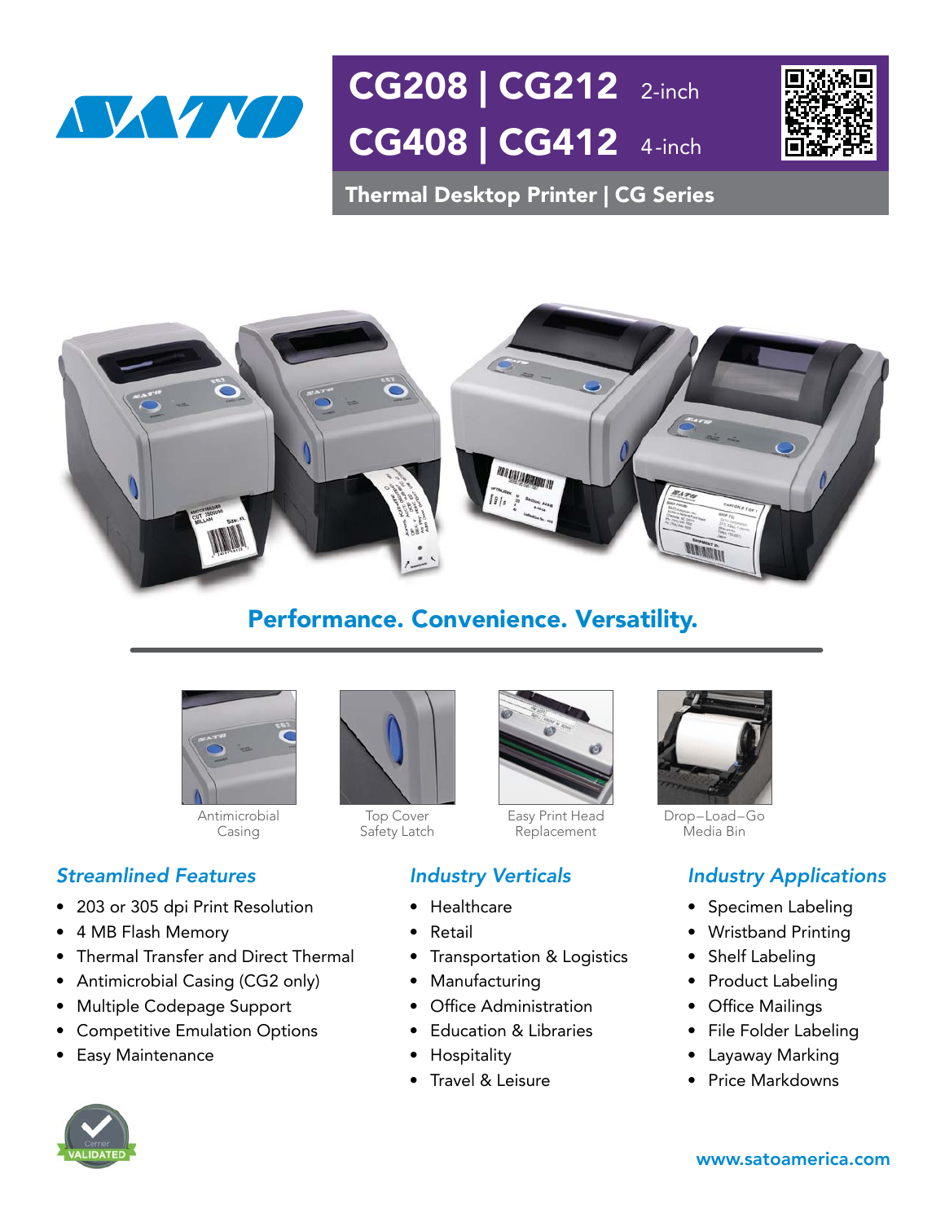# CG208 | CG212 2-inch
# CG408 | CG412 4-inch

## Thermal Desktop Printer | CG Series

**Performance. Convenience. Versatility.**

Antimicrobial Casing

Top Cover Safety Latch

Easy Print Head Replacement

Drop–Load–Go Media Bin

### *Streamlined Features*

- 203 or 305 dpi Print Resolution
- 4 MB Flash Memory
- Thermal Transfer and Direct Thermal
- Antimicrobial Casing (CG2 only)
- Multiple Codepage Support
- Competitive Emulation Options
- Easy Maintenance

### *Industry Verticals*

- Healthcare
- Retail
- Transportation & Logistics
- Manufacturing
- Office Administration
- Education & Libraries
- Hospitality
- Travel & Leisure

### *Industry Applications*

- Specimen Labeling
- Wristband Printing
- Shelf Labeling
- Product Labeling
- Office Mailings
- File Folder Labeling
- Layaway Marking
- Price Markdowns

Cerner VALIDATED

www.satoamerica.com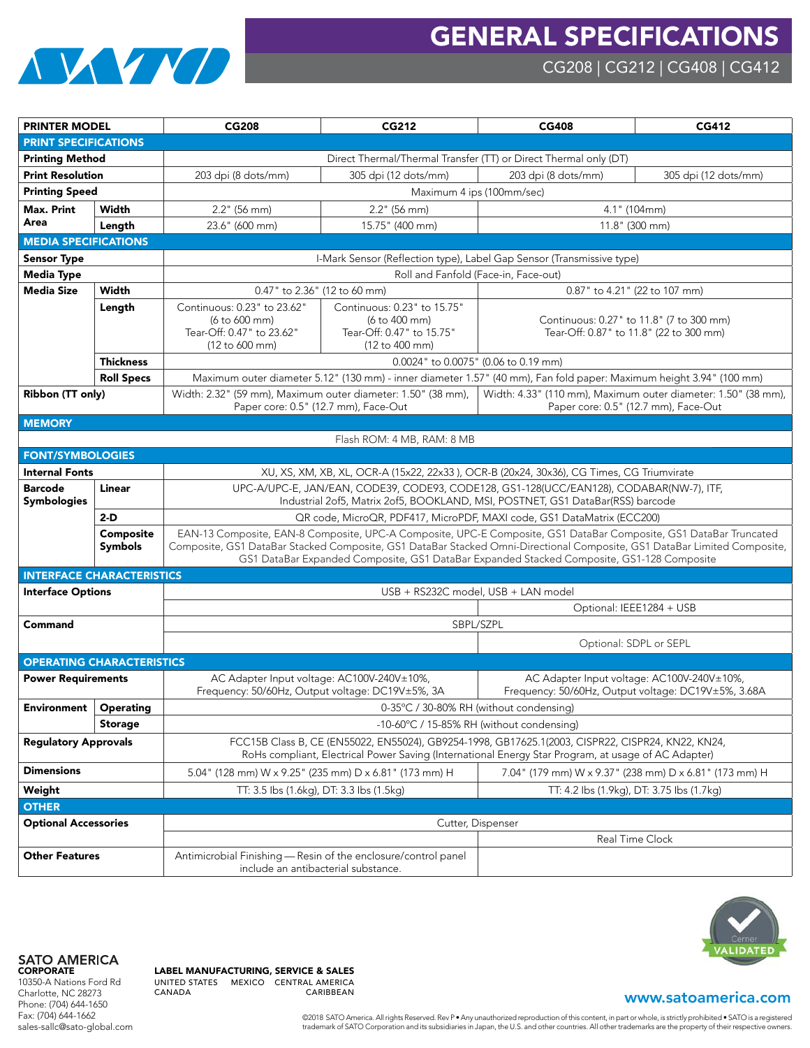# GENERAL SPECIFICATIONS

CG208 | CG212 | CG408 | CG412

| PRINTER MODEL | | CG208 | CG212 | CG408 | CG412 |
|---|---|---|---|---|---|
| **PRINT SPECIFICATIONS** | | | | | |
| **Printing Method** | | Direct Thermal/Thermal Transfer (TT) or Direct Thermal only (DT) | | | |
| **Print Resolution** | | 203 dpi (8 dots/mm) | 305 dpi (12 dots/mm) | 203 dpi (8 dots/mm) | 305 dpi (12 dots/mm) |
| **Printing Speed** | | Maximum 4 ips (100mm/sec) | | | |
| **Max. Print Area** | **Width** | 2.2" (56 mm) | 2.2" (56 mm) | 4.1" (104mm) | |
| | **Length** | 23.6" (600 mm) | 15.75" (400 mm) | 11.8" (300 mm) | |
| **MEDIA SPECIFICATIONS** | | | | | |
| **Sensor Type** | | I-Mark Sensor (Reflection type), Label Gap Sensor (Transmissive type) | | | |
| **Media Type** | | Roll and Fanfold (Face-in, Face-out) | | | |
| **Media Size** | **Width** | 0.47" to 2.36" (12 to 60 mm) | | 0.87" to 4.21" (22 to 107 mm) | |
| | **Length** | Continuous: 0.23" to 23.62" (6 to 600 mm) Tear-Off: 0.47" to 23.62" (12 to 600 mm) | Continuous: 0.23" to 15.75" (6 to 400 mm) Tear-Off: 0.47" to 15.75" (12 to 400 mm) | Continuous: 0.27" to 11.8" (7 to 300 mm) Tear-Off: 0.87" to 11.8" (22 to 300 mm) | |
| | **Thickness** | 0.0024" to 0.0075" (0.06 to 0.19 mm) | | | |
| | **Roll Specs** | Maximum outer diameter 5.12" (130 mm) - inner diameter 1.57" (40 mm), Fan fold paper: Maximum height 3.94" (100 mm) | | | |
| **Ribbon (TT only)** | | Width: 2.32" (59 mm), Maximum outer diameter: 1.50" (38 mm), Paper core: 0.5" (12.7 mm), Face-Out | | Width: 4.33" (110 mm), Maximum outer diameter: 1.50" (38 mm), Paper core: 0.5" (12.7 mm), Face-Out | |
| **MEMORY** | | | | | |
| | | Flash ROM: 4 MB, RAM: 8 MB | | | |
| **FONT/SYMBOLOGIES** | | | | | |
| **Internal Fonts** | | XU, XS, XM, XB, XL, OCR-A (15x22, 22x33 ), OCR-B (20x24, 30x36), CG Times, CG Triumvirate | | | |
| **Barcode Symbologies** | **Linear** | UPC-A/UPC-E, JAN/EAN, CODE39, CODE93, CODE128, GS1-128(UCC/EAN128), CODABAR(NW-7), ITF, Industrial 2of5, Matrix 2of5, BOOKLAND, MSI, POSTNET, GS1 DataBar(RSS) barcode | | | |
| | **2-D** | QR code, MicroQR, PDF417, MicroPDF, MAXI code, GS1 DataMatrix (ECC200) | | | |
| | **Composite Symbols** | EAN-13 Composite, EAN-8 Composite, UPC-A Composite, UPC-E Composite, GS1 DataBar Composite, GS1 DataBar Truncated Composite, GS1 DataBar Stacked Composite, GS1 DataBar Stacked Omni-Directional Composite, GS1 DataBar Limited Composite, GS1 DataBar Expanded Composite, GS1 DataBar Expanded Stacked Composite, GS1-128 Composite | | | |
| **INTERFACE CHARACTERISTICS** | | | | | |
| **Interface Options** | | USB + RS232C model, USB + LAN model | | | |
| | | | | Optional: IEEE1284 + USB | |
| **Command** | | SBPL/SZPL | | | |
| | | | | Optional: SDPL or SEPL | |
| **OPERATING CHARACTERISTICS** | | | | | |
| **Power Requirements** | | AC Adapter Input voltage: AC100V-240V±10%, Frequency: 50/60Hz, Output voltage: DC19V±5%, 3A | | AC Adapter Input voltage: AC100V-240V±10%, Frequency: 50/60Hz, Output voltage: DC19V±5%, 3.68A | |
| **Environment** | **Operating** | 0-35°C / 30-80% RH (without condensing) | | | |
| | **Storage** | -10-60°C / 15-85% RH (without condensing) | | | |
| **Regulatory Approvals** | | FCC15B Class B, CE (EN55022, EN55024), GB9254-1998, GB17625.1(2003, CISPR22, CISPR24, KN22, KN24, RoHs compliant, Electrical Power Saving (International Energy Star Program, at usage of AC Adapter) | | | |
| **Dimensions** | | 5.04" (128 mm) W x 9.25" (235 mm) D x 6.81" (173 mm) H | | 7.04" (179 mm) W x 9.37" (238 mm) D x 6.81" (173 mm) H | |
| **Weight** | | TT: 3.5 lbs (1.6kg), DT: 3.3 lbs (1.5kg) | | TT: 4.2 lbs (1.9kg), DT: 3.75 lbs (1.7kg) | |
| **OTHER** | | | | | |
| **Optional Accessories** | | Cutter, Dispenser | | | |
| | | | | Real Time Clock | |
| **Other Features** | | Antimicrobial Finishing — Resin of the enclosure/control panel include an antibacterial substance. | | | |

Cerner VALIDATED

**SATO AMERICA**
**CORPORATE**
10350-A Nations Ford Rd
Charlotte, NC 28273
Phone: (704) 644-1650
Fax: (704) 644-1662
sales-sallc@sato-global.com

**LABEL MANUFACTURING, SERVICE & SALES**
UNITED STATES MEXICO CENTRAL AMERICA
CANADA CARIBBEAN

**www.satoamerica.com**

©2018 SATO America. All rights Reserved. Rev P • Any unauthorized reproduction of this content, in part or whole, is strictly prohibited • SATO is a registered trademark of SATO Corporation and its subsidiaries in Japan, the U.S. and other countries. All other trademarks are the property of their respective owners.